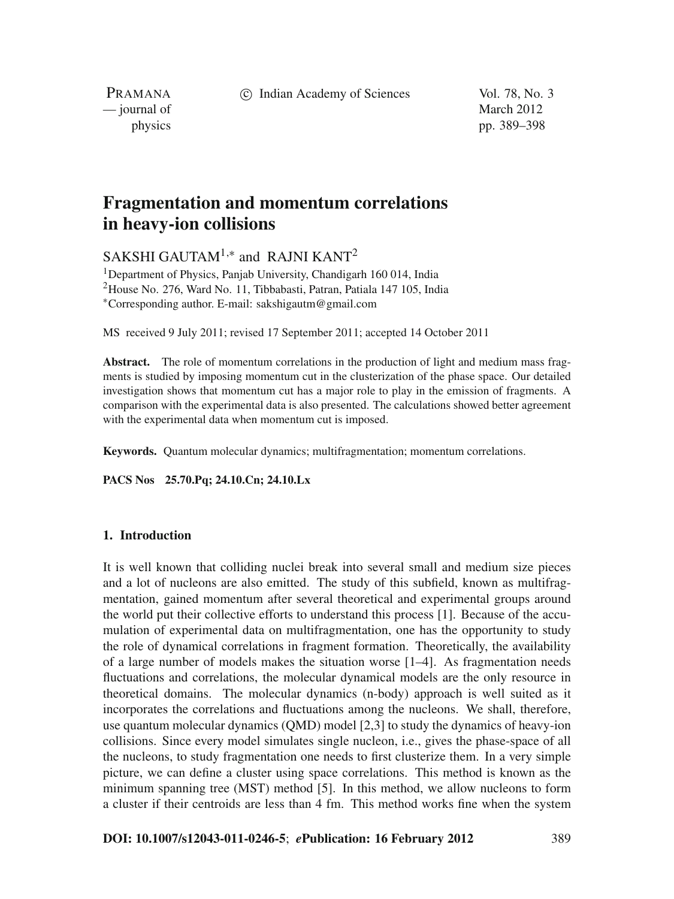# Fragmentation and momentum correlations in heavy-ion collisions

SAKSHI GAUTAM[1,*] and RAJNI KANT[2]

[1]Department of Physics, Panjab University, Chandigarh 160 014, India
[2]House No. 276, Ward No. 11, Tibbabasti, Patran, Patiala 147 105, India
[*]Corresponding author. E-mail: sakshigautm@gmail.com

MS received 9 July 2011; revised 17 September 2011; accepted 14 October 2011

**Abstract.** The role of momentum correlations in the production of light and medium mass fragments is studied by imposing momentum cut in the clusterization of the phase space. Our detailed investigation shows that momentum cut has a major role to play in the emission of fragments. A comparison with the experimental data is also presented. The calculations showed better agreement with the experimental data when momentum cut is imposed.

**Keywords.** Quantum molecular dynamics; multifragmentation; momentum correlations.

**PACS Nos** 25.70.Pq; 24.10.Cn; 24.10.Lx

## 1. Introduction

It is well known that colliding nuclei break into several small and medium size pieces and a lot of nucleons are also emitted. The study of this subfield, known as multifragmentation, gained momentum after several theoretical and experimental groups around the world put their collective efforts to understand this process [1]. Because of the accumulation of experimental data on multifragmentation, one has the opportunity to study the role of dynamical correlations in fragment formation. Theoretically, the availability of a large number of models makes the situation worse [1–4]. As fragmentation needs fluctuations and correlations, the molecular dynamical models are the only resource in theoretical domains. The molecular dynamics (n-body) approach is well suited as it incorporates the correlations and fluctuations among the nucleons. We shall, therefore, use quantum molecular dynamics (QMD) model [2,3] to study the dynamics of heavy-ion collisions. Since every model simulates single nucleon, i.e., gives the phase-space of all the nucleons, to study fragmentation one needs to first clusterize them. In a very simple picture, we can define a cluster using space correlations. This method is known as the minimum spanning tree (MST) method [5]. In this method, we allow nucleons to form a cluster if their centroids are less than 4 fm. This method works fine when the system

**DOI: 10.1007/s12043-011-0246-5**; ***e*Publication: 16 February 2012**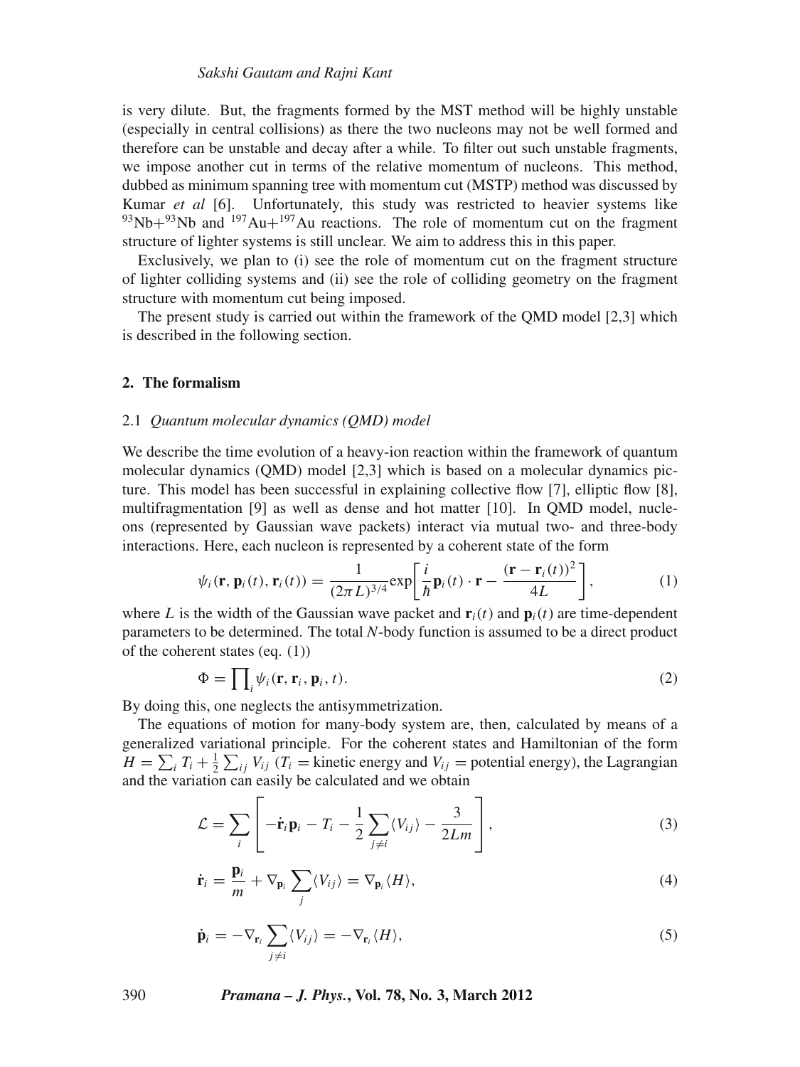is very dilute. But, the fragments formed by the MST method will be highly unstable (especially in central collisions) as there the two nucleons may not be well formed and therefore can be unstable and decay after a while. To filter out such unstable fragments, we impose another cut in terms of the relative momentum of nucleons. This method, dubbed as minimum spanning tree with momentum cut (MSTP) method was discussed by Kumar *et al* [6]. Unfortunately, this study was restricted to heavier systems like $^{93}Nb+^{93}Nb$ and $^{197}Au+^{197}Au$ reactions. The role of momentum cut on the fragment structure of lighter systems is still unclear. We aim to address this in this paper.

Exclusively, we plan to (i) see the role of momentum cut on the fragment structure of lighter colliding systems and (ii) see the role of colliding geometry on the fragment structure with momentum cut being imposed.

The present study is carried out within the framework of the QMD model [2,3] which is described in the following section.

## 2. The formalism

### 2.1 *Quantum molecular dynamics (QMD) model*

We describe the time evolution of a heavy-ion reaction within the framework of quantum molecular dynamics (QMD) model [2,3] which is based on a molecular dynamics picture. This model has been successful in explaining collective flow [7], elliptic flow [8], multifragmentation [9] as well as dense and hot matter [10]. In QMD model, nucleons (represented by Gaussian wave packets) interact via mutual two- and three-body interactions. Here, each nucleon is represented by a coherent state of the form

$$\psi_i(\mathbf{r}, \mathbf{p}_i(t), \mathbf{r}_i(t)) = \frac{1}{(2\pi L)^{3/4}} \exp\left[\frac{i}{\hbar}\mathbf{p}_i(t)\cdot\mathbf{r} - \frac{(\mathbf{r}-\mathbf{r}_i(t))^2}{4L}\right], \tag{1}$$

where $L$ is the width of the Gaussian wave packet and $\mathbf{r}_i(t)$ and $\mathbf{p}_i(t)$ are time-dependent parameters to be determined. The total $N$-body function is assumed to be a direct product of the coherent states (eq. (1))

$$\Phi = \prod_i \psi_i(\mathbf{r}, \mathbf{r}_i, \mathbf{p}_i, t). \tag{2}$$

By doing this, one neglects the antisymmetrization.

The equations of motion for many-body system are, then, calculated by means of a generalized variational principle. For the coherent states and Hamiltonian of the form $H = \sum_i T_i + \frac{1}{2}\sum_{ij} V_{ij}$ ($T_i$ = kinetic energy and $V_{ij}$ = potential energy), the Lagrangian and the variation can easily be calculated and we obtain

$$\mathcal{L} = \sum_i \left[-\dot{\mathbf{r}}_i \mathbf{p}_i - T_i - \frac{1}{2}\sum_{j\neq i}\langle V_{ij}\rangle - \frac{3}{2Lm}\right], \tag{3}$$

$$\dot{\mathbf{r}}_i = \frac{\mathbf{p}_i}{m} + \nabla_{\mathbf{p}_i}\sum_j \langle V_{ij}\rangle = \nabla_{\mathbf{p}_i}\langle H\rangle, \tag{4}$$

$$\dot{\mathbf{p}}_i = -\nabla_{\mathbf{r}_i}\sum_{j\neq i}\langle V_{ij}\rangle = -\nabla_{\mathbf{r}_i}\langle H\rangle, \tag{5}$$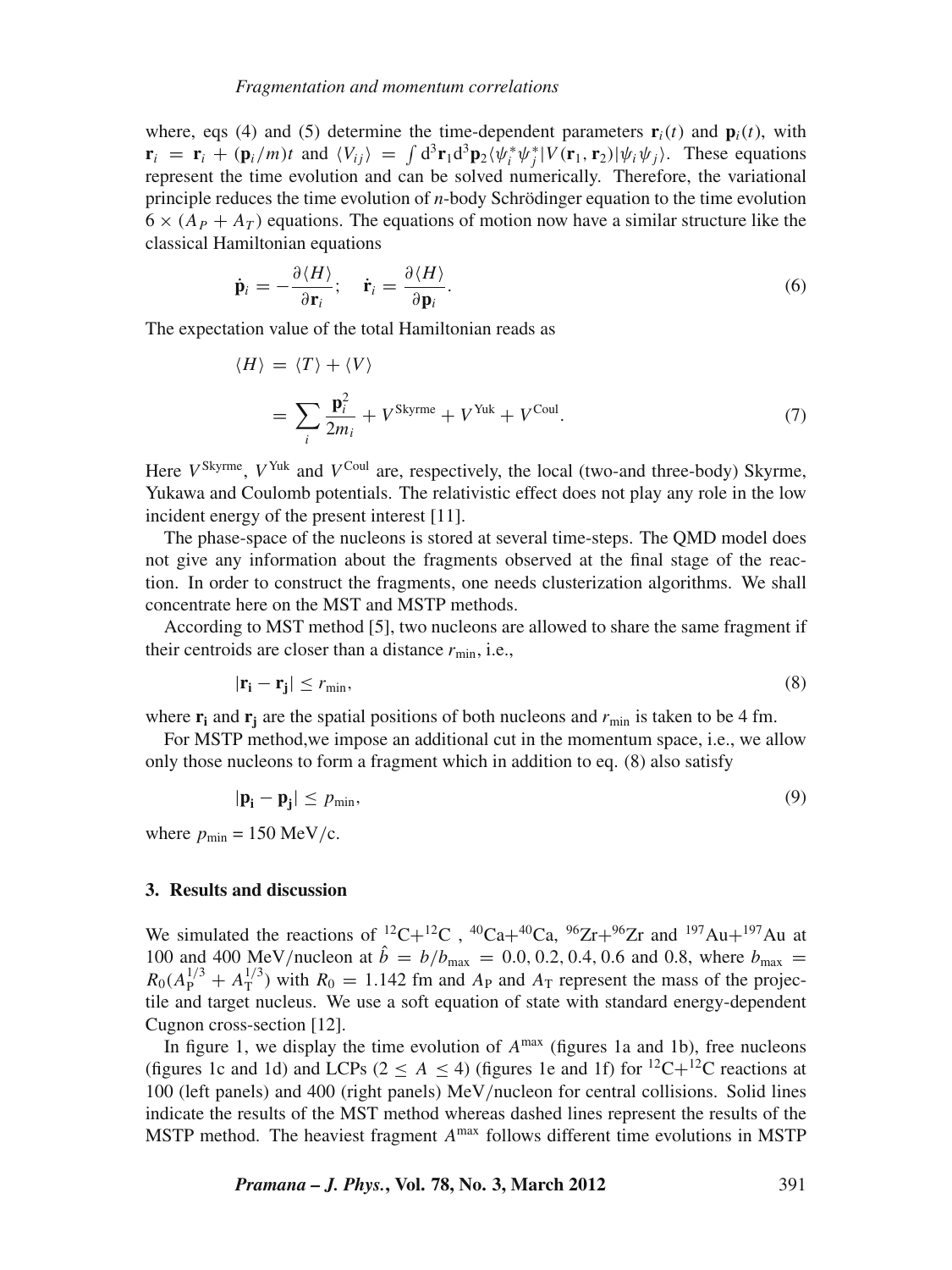where, eqs (4) and (5) determine the time-dependent parameters $\mathbf{r}_i(t)$ and $\mathbf{p}_i(t)$, with $\mathbf{r}_i = \mathbf{r}_i + (\mathbf{p}_i/m)t$ and $\langle V_{ij}\rangle = \int d^3\mathbf{r}_1 d^3\mathbf{p}_2 \langle \psi_i^* \psi_j^* | V(\mathbf{r}_1, \mathbf{r}_2) | \psi_i \psi_j \rangle$. These equations represent the time evolution and can be solved numerically. Therefore, the variational principle reduces the time evolution of $n$-body Schrödinger equation to the time evolution $6 \times (A_P + A_T)$ equations. The equations of motion now have a similar structure like the classical Hamiltonian equations

$$\dot{\mathbf{p}}_i = -\frac{\partial \langle H \rangle}{\partial \mathbf{r}_i}; \quad \dot{\mathbf{r}}_i = \frac{\partial \langle H \rangle}{\partial \mathbf{p}_i}. \tag{6}$$

The expectation value of the total Hamiltonian reads as

$$\begin{aligned} \langle H \rangle &= \langle T \rangle + \langle V \rangle \\ &= \sum_i \frac{\mathbf{p}_i^2}{2m_i} + V^{\text{Skyrme}} + V^{\text{Yuk}} + V^{\text{Coul}}. \end{aligned} \tag{7}$$

Here $V^{\text{Skyrme}}$, $V^{\text{Yuk}}$ and $V^{\text{Coul}}$ are, respectively, the local (two-and three-body) Skyrme, Yukawa and Coulomb potentials. The relativistic effect does not play any role in the low incident energy of the present interest [11].

The phase-space of the nucleons is stored at several time-steps. The QMD model does not give any information about the fragments observed at the final stage of the reaction. In order to construct the fragments, one needs clusterization algorithms. We shall concentrate here on the MST and MSTP methods.

According to MST method [5], two nucleons are allowed to share the same fragment if their centroids are closer than a distance $r_{\min}$, i.e.,

$$|\mathbf{r_i} - \mathbf{r_j}| \leq r_{\min}, \tag{8}$$

where $\mathbf{r_i}$ and $\mathbf{r_j}$ are the spatial positions of both nucleons and $r_{\min}$ is taken to be 4 fm.

For MSTP method,we impose an additional cut in the momentum space, i.e., we allow only those nucleons to form a fragment which in addition to eq. (8) also satisfy

$$|\mathbf{p_i} - \mathbf{p_j}| \leq p_{\min}, \tag{9}$$

where $p_{\min}$ = 150 MeV/c.

## 3. Results and discussion

We simulated the reactions of $^{12}$C+$^{12}$C , $^{40}$Ca+$^{40}$Ca, $^{96}$Zr+$^{96}$Zr and $^{197}$Au+$^{197}$Au at 100 and 400 MeV/nucleon at $\hat{b} = b/b_{\max} = 0.0, 0.2, 0.4, 0.6$ and 0.8, where $b_{\max} = R_0(A_{\text{P}}^{1/3} + A_{\text{T}}^{1/3})$ with $R_0 = 1.142$ fm and $A_{\text{P}}$ and $A_{\text{T}}$ represent the mass of the projectile and target nucleus. We use a soft equation of state with standard energy-dependent Cugnon cross-section [12].

In figure 1, we display the time evolution of $A^{\max}$ (figures 1a and 1b), free nucleons (figures 1c and 1d) and LCPs ($2 \leq A \leq 4$) (figures 1e and 1f) for $^{12}$C+$^{12}$C reactions at 100 (left panels) and 400 (right panels) MeV/nucleon for central collisions. Solid lines indicate the results of the MST method whereas dashed lines represent the results of the MSTP method. The heaviest fragment $A^{\max}$ follows different time evolutions in MSTP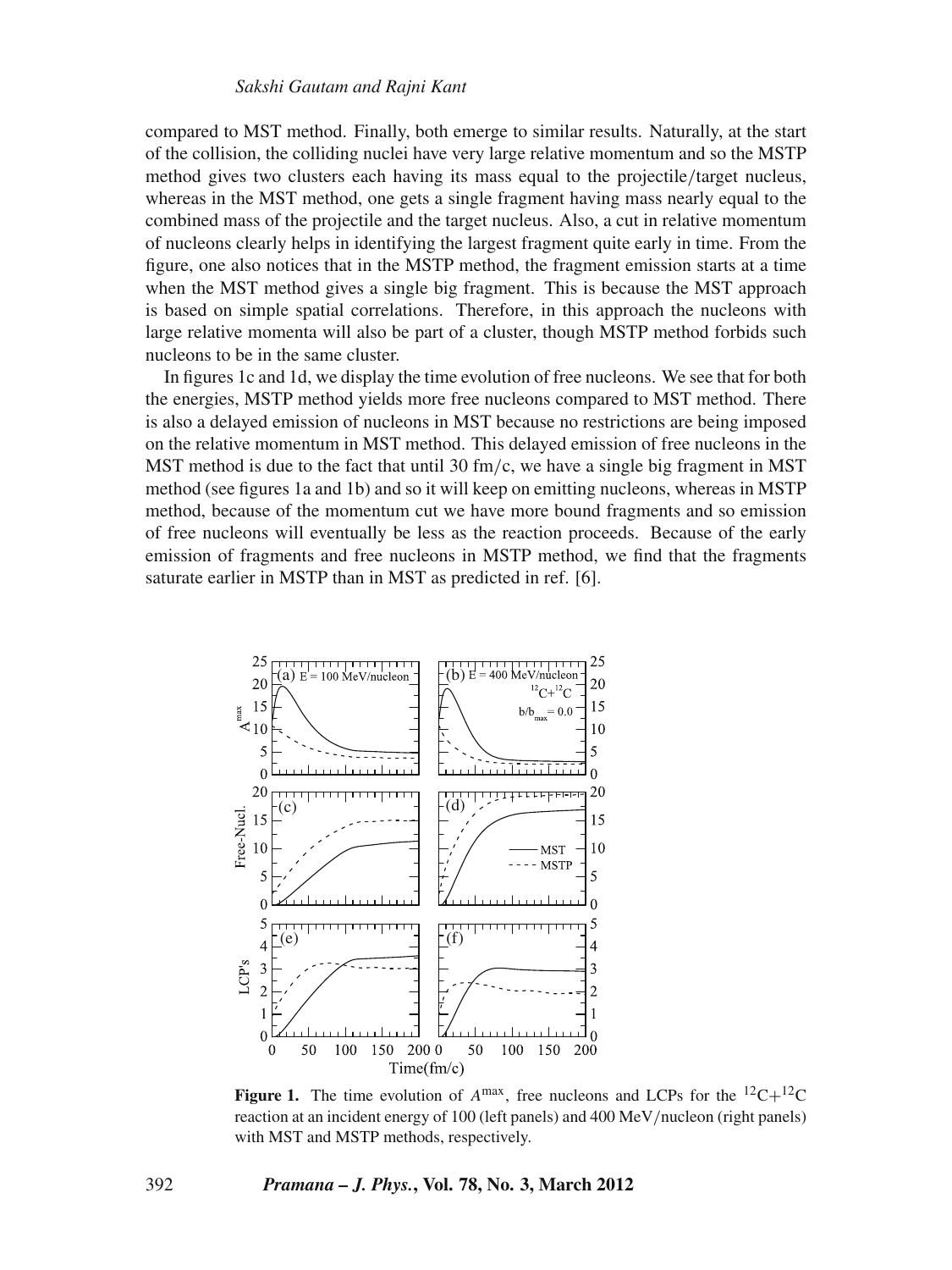compared to MST method. Finally, both emerge to similar results. Naturally, at the start of the collision, the colliding nuclei have very large relative momentum and so the MSTP method gives two clusters each having its mass equal to the projectile/target nucleus, whereas in the MST method, one gets a single fragment having mass nearly equal to the combined mass of the projectile and the target nucleus. Also, a cut in relative momentum of nucleons clearly helps in identifying the largest fragment quite early in time. From the figure, one also notices that in the MSTP method, the fragment emission starts at a time when the MST method gives a single big fragment. This is because the MST approach is based on simple spatial correlations. Therefore, in this approach the nucleons with large relative momenta will also be part of a cluster, though MSTP method forbids such nucleons to be in the same cluster.

In figures 1c and 1d, we display the time evolution of free nucleons. We see that for both the energies, MSTP method yields more free nucleons compared to MST method. There is also a delayed emission of nucleons in MST because no restrictions are being imposed on the relative momentum in MST method. This delayed emission of free nucleons in the MST method is due to the fact that until 30 fm/c, we have a single big fragment in MST method (see figures 1a and 1b) and so it will keep on emitting nucleons, whereas in MSTP method, because of the momentum cut we have more bound fragments and so emission of free nucleons will eventually be less as the reaction proceeds. Because of the early emission of fragments and free nucleons in MSTP method, we find that the fragments saturate earlier in MSTP than in MST as predicted in ref. [6].

**Figure 1.** The time evolution of $A^{\max}$, free nucleons and LCPs for the $^{12}C+^{12}C$ reaction at an incident energy of 100 (left panels) and 400 MeV/nucleon (right panels) with MST and MSTP methods, respectively.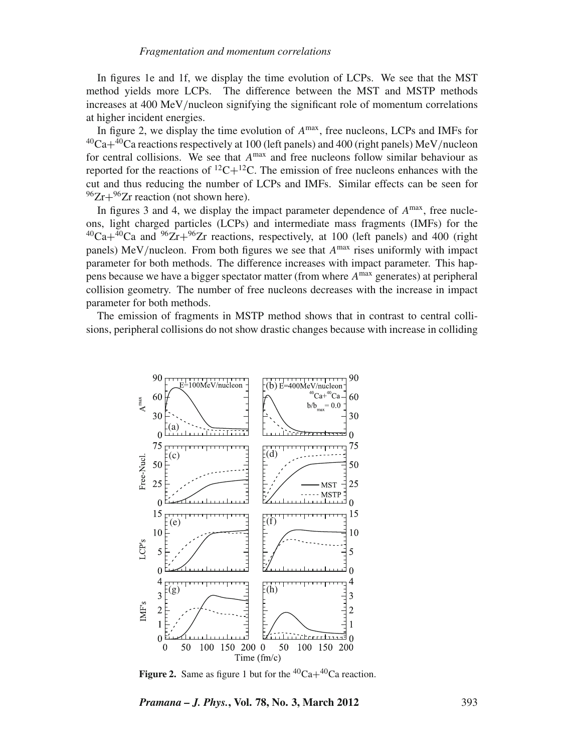In figures 1e and 1f, we display the time evolution of LCPs. We see that the MST method yields more LCPs. The difference between the MST and MSTP methods increases at 400 MeV/nucleon signifying the significant role of momentum correlations at higher incident energies.

In figure 2, we display the time evolution of $A^{\max}$, free nucleons, LCPs and IMFs for $^{40}$Ca+$^{40}$Ca reactions respectively at 100 (left panels) and 400 (right panels) MeV/nucleon for central collisions. We see that $A^{\max}$ and free nucleons follow similar behaviour as reported for the reactions of $^{12}$C+$^{12}$C. The emission of free nucleons enhances with the cut and thus reducing the number of LCPs and IMFs. Similar effects can be seen for $^{96}$Zr+$^{96}$Zr reaction (not shown here).

In figures 3 and 4, we display the impact parameter dependence of $A^{\max}$, free nucleons, light charged particles (LCPs) and intermediate mass fragments (IMFs) for the $^{40}$Ca+$^{40}$Ca and $^{96}$Zr+$^{96}$Zr reactions, respectively, at 100 (left panels) and 400 (right panels) MeV/nucleon. From both figures we see that $A^{\max}$ rises uniformly with impact parameter for both methods. The difference increases with impact parameter. This happens because we have a bigger spectator matter (from where $A^{\max}$ generates) at peripheral collision geometry. The number of free nucleons decreases with the increase in impact parameter for both methods.

The emission of fragments in MSTP method shows that in contrast to central collisions, peripheral collisions do not show drastic changes because with increase in colliding

**Figure 2.** Same as figure 1 but for the $^{40}$Ca+$^{40}$Ca reaction.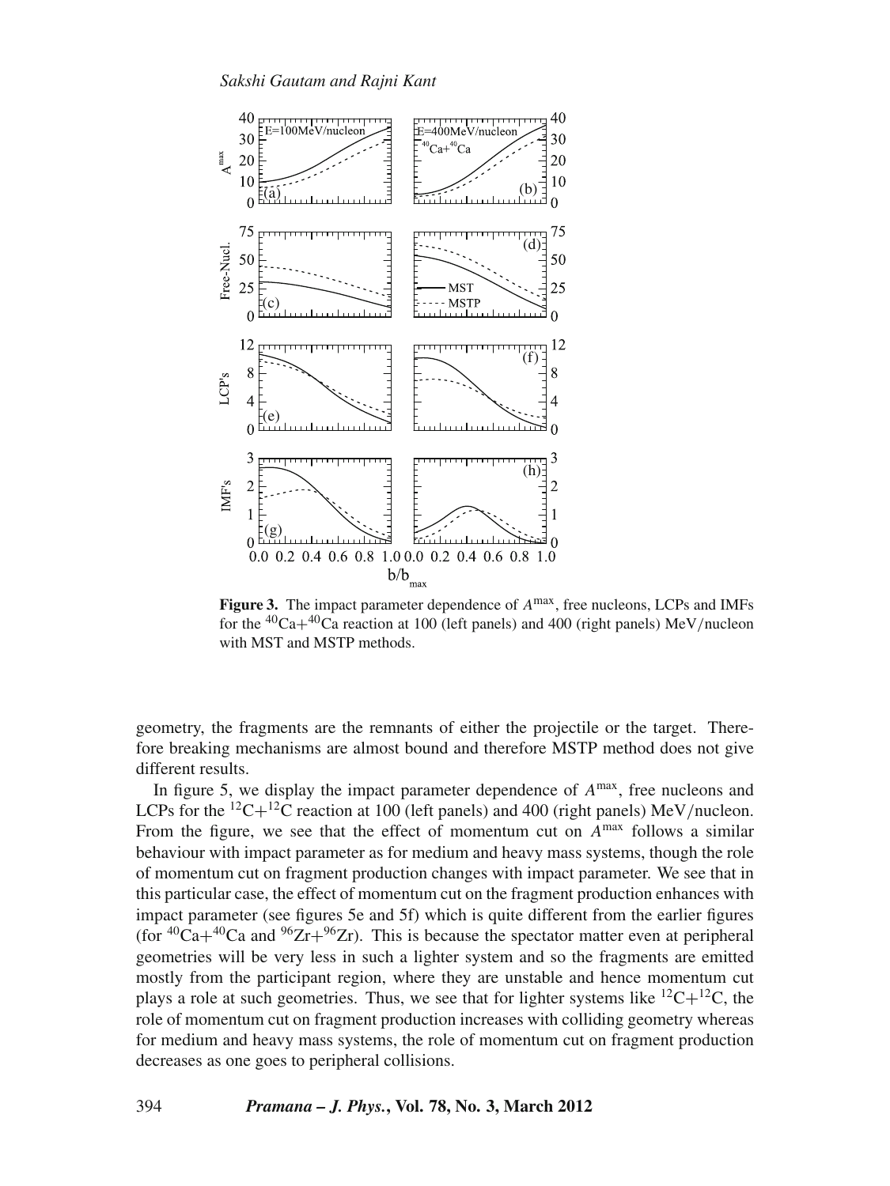**Figure 3.** The impact parameter dependence of $A^{\max}$, free nucleons, LCPs and IMFs for the $^{40}$Ca+$^{40}$Ca reaction at 100 (left panels) and 400 (right panels) MeV/nucleon with MST and MSTP methods.

geometry, the fragments are the remnants of either the projectile or the target. Therefore breaking mechanisms are almost bound and therefore MSTP method does not give different results.

In figure 5, we display the impact parameter dependence of $A^{\max}$, free nucleons and LCPs for the $^{12}$C+$^{12}$C reaction at 100 (left panels) and 400 (right panels) MeV/nucleon. From the figure, we see that the effect of momentum cut on $A^{\max}$ follows a similar behaviour with impact parameter as for medium and heavy mass systems, though the role of momentum cut on fragment production changes with impact parameter. We see that in this particular case, the effect of momentum cut on the fragment production enhances with impact parameter (see figures 5e and 5f) which is quite different from the earlier figures (for $^{40}$Ca+$^{40}$Ca and $^{96}$Zr+$^{96}$Zr). This is because the spectator matter even at peripheral geometries will be very less in such a lighter system and so the fragments are emitted mostly from the participant region, where they are unstable and hence momentum cut plays a role at such geometries. Thus, we see that for lighter systems like $^{12}$C+$^{12}$C, the role of momentum cut on fragment production increases with colliding geometry whereas for medium and heavy mass systems, the role of momentum cut on fragment production decreases as one goes to peripheral collisions.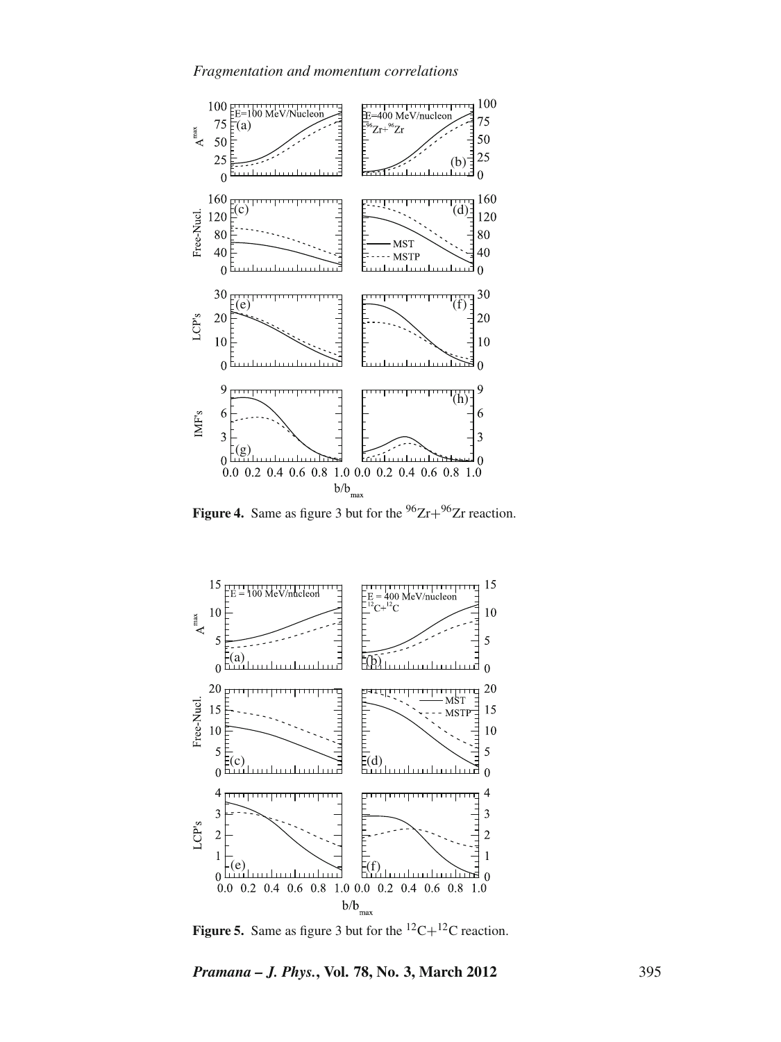**Figure 4.** Same as figure 3 but for the $^{96}Zr+^{96}Zr$ reaction.

**Figure 5.** Same as figure 3 but for the $^{12}C+^{12}C$ reaction.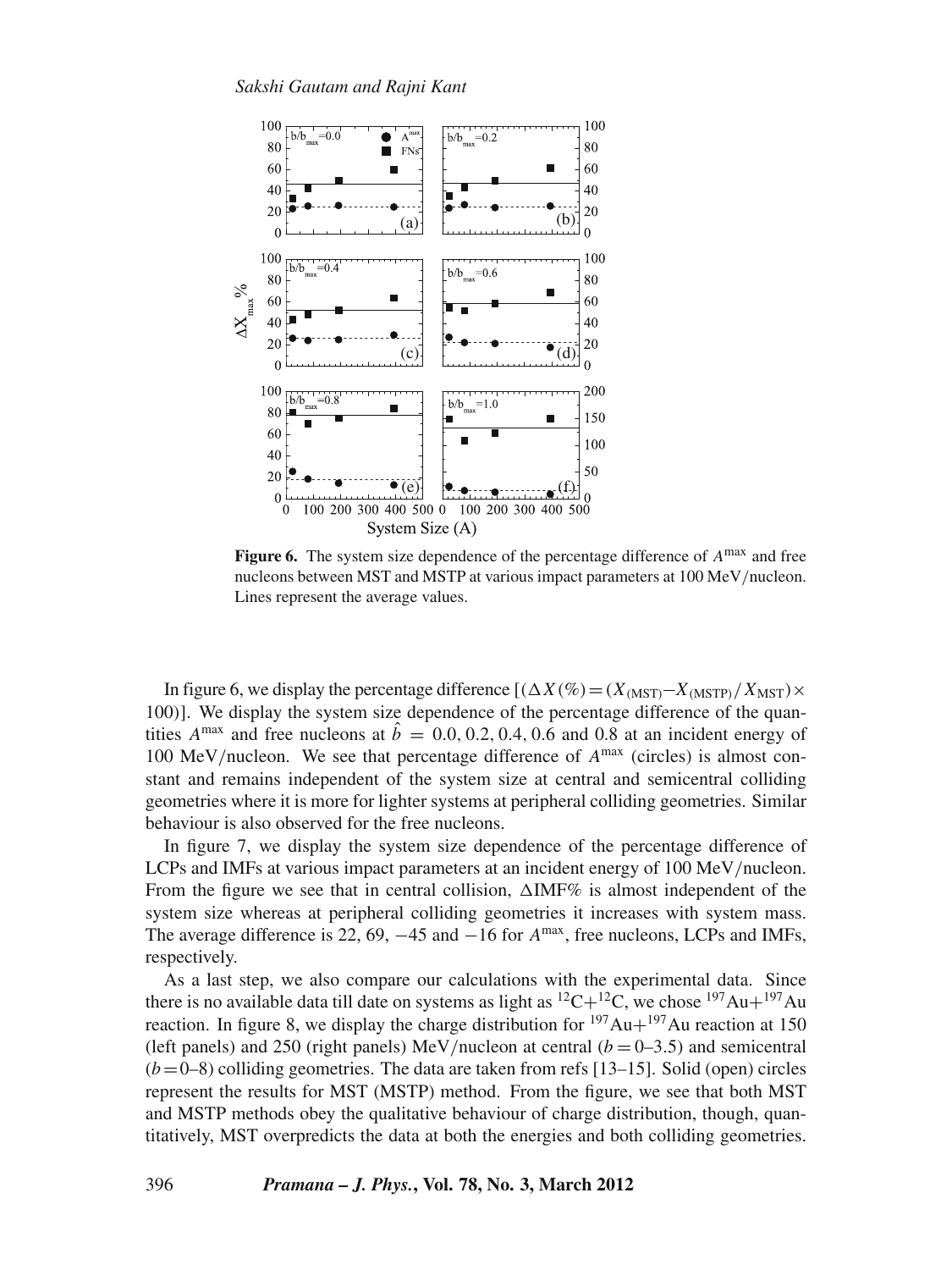**Figure 6.** The system size dependence of the percentage difference of $A^{\max}$ and free nucleons between MST and MSTP at various impact parameters at 100 MeV/nucleon. Lines represent the average values.

In figure 6, we display the percentage difference $[(\Delta X(\%) = (X_{(\mathrm{MST})} - X_{(\mathrm{MSTP})}/X_{\mathrm{MST}}) \times 100)]$. We display the system size dependence of the percentage difference of the quantities $A^{\max}$ and free nucleons at $\hat{b} = 0.0, 0.2, 0.4, 0.6$ and $0.8$ at an incident energy of 100 MeV/nucleon. We see that percentage difference of $A^{\max}$ (circles) is almost constant and remains independent of the system size at central and semicentral colliding geometries where it is more for lighter systems at peripheral colliding geometries. Similar behaviour is also observed for the free nucleons.

In figure 7, we display the system size dependence of the percentage difference of LCPs and IMFs at various impact parameters at an incident energy of 100 MeV/nucleon. From the figure we see that in central collision, $\Delta$IMF% is almost independent of the system size whereas at peripheral colliding geometries it increases with system mass. The average difference is 22, 69, $-45$ and $-16$ for $A^{\max}$, free nucleons, LCPs and IMFs, respectively.

As a last step, we also compare our calculations with the experimental data. Since there is no available data till date on systems as light as $^{12}$C+$^{12}$C, we chose $^{197}$Au+$^{197}$Au reaction. In figure 8, we display the charge distribution for $^{197}$Au+$^{197}$Au reaction at 150 (left panels) and 250 (right panels) MeV/nucleon at central ($b = 0$–$3.5$) and semicentral ($b = 0$–$8$) colliding geometries. The data are taken from refs [13–15]. Solid (open) circles represent the results for MST (MSTP) method. From the figure, we see that both MST and MSTP methods obey the qualitative behaviour of charge distribution, though, quantitatively, MST overpredicts the data at both the energies and both colliding geometries.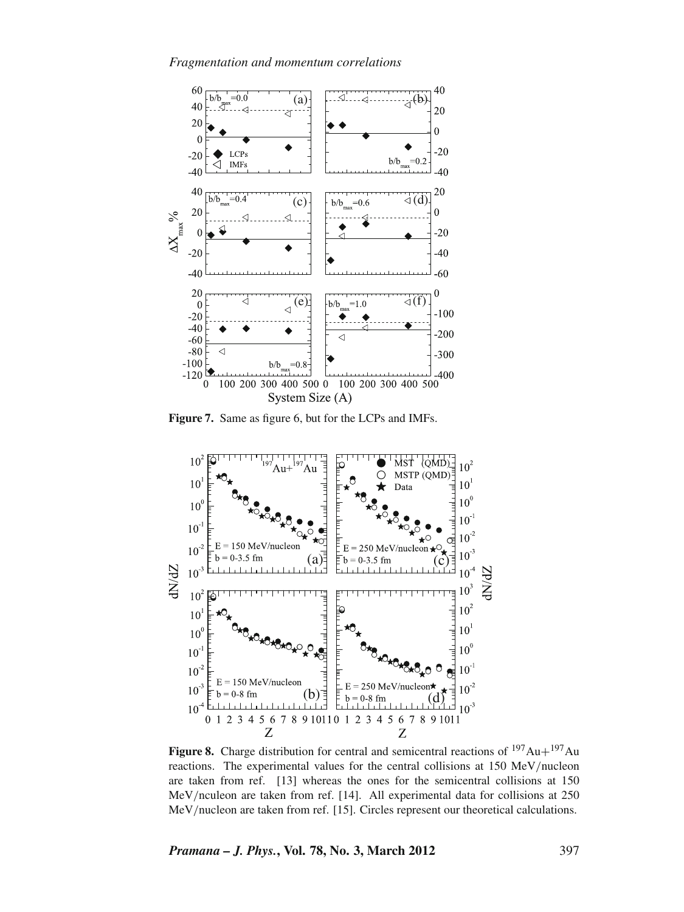**Figure 7.** Same as figure 6, but for the LCPs and IMFs.

**Figure 8.** Charge distribution for central and semicentral reactions of $^{197}Au+^{197}Au$ reactions. The experimental values for the central collisions at 150 MeV/nucleon are taken from ref. [13] whereas the ones for the semicentral collisions at 150 MeV/nculeon are taken from ref. [14]. All experimental data for collisions at 250 MeV/nucleon are taken from ref. [15]. Circles represent our theoretical calculations.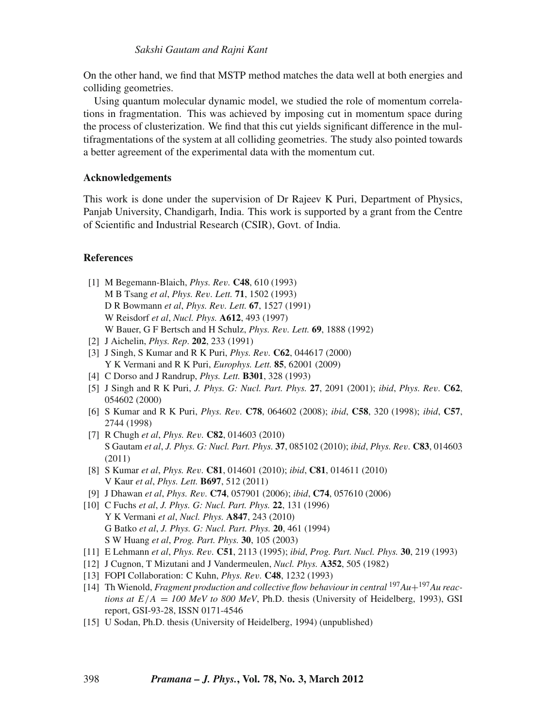On the other hand, we find that MSTP method matches the data well at both energies and colliding geometries.

Using quantum molecular dynamic model, we studied the role of momentum correlations in fragmentation. This was achieved by imposing cut in momentum space during the process of clusterization. We find that this cut yields significant difference in the multifragmentations of the system at all colliding geometries. The study also pointed towards a better agreement of the experimental data with the momentum cut.

### Acknowledgements

This work is done under the supervision of Dr Rajeev K Puri, Department of Physics, Panjab University, Chandigarh, India. This work is supported by a grant from the Centre of Scientific and Industrial Research (CSIR), Govt. of India.

### References

[1] M Begemann-Blaich, *Phys. Rev.* **C48**, 610 (1993)
M B Tsang *et al*, *Phys. Rev. Lett.* **71**, 1502 (1993)
D R Bowmann *et al*, *Phys. Rev. Lett.* **67**, 1527 (1991)
W Reisdorf *et al*, *Nucl. Phys.* **A612**, 493 (1997)
W Bauer, G F Bertsch and H Schulz, *Phys. Rev. Lett.* **69**, 1888 (1992)

[2] J Aichelin, *Phys. Rep.* **202**, 233 (1991)

[3] J Singh, S Kumar and R K Puri, *Phys. Rev.* **C62**, 044617 (2000)
Y K Vermani and R K Puri, *Europhys. Lett.* **85**, 62001 (2009)

[4] C Dorso and J Randrup, *Phys. Lett.* **B301**, 328 (1993)

[5] J Singh and R K Puri, *J. Phys. G: Nucl. Part. Phys.* **27**, 2091 (2001); *ibid*, *Phys. Rev.* **C62**, 054602 (2000)

[6] S Kumar and R K Puri, *Phys. Rev.* **C78**, 064602 (2008); *ibid*, **C58**, 320 (1998); *ibid*, **C57**, 2744 (1998)

[7] R Chugh *et al*, *Phys. Rev.* **C82**, 014603 (2010)
S Gautam *et al*, *J. Phys. G: Nucl. Part. Phys.* **37**, 085102 (2010); *ibid*, *Phys. Rev.* **C83**, 014603 (2011)

[8] S Kumar *et al*, *Phys. Rev.* **C81**, 014601 (2010); *ibid*, **C81**, 014611 (2010)
V Kaur *et al*, *Phys. Lett.* **B697**, 512 (2011)

[9] J Dhawan *et al*, *Phys. Rev.* **C74**, 057901 (2006); *ibid*, **C74**, 057610 (2006)

[10] C Fuchs *et al*, *J. Phys. G: Nucl. Part. Phys.* **22**, 131 (1996)
Y K Vermani *et al*, *Nucl. Phys.* **A847**, 243 (2010)
G Batko *et al*, *J. Phys. G: Nucl. Part. Phys.* **20**, 461 (1994)
S W Huang *et al*, *Prog. Part. Phys.* **30**, 105 (2003)

[11] E Lehmann *et al*, *Phys. Rev.* **C51**, 2113 (1995); *ibid*, *Prog. Part. Nucl. Phys.* **30**, 219 (1993)

[12] J Cugnon, T Mizutani and J Vandermeulen, *Nucl. Phys.* **A352**, 505 (1982)

[13] FOPI Collaboration: C Kuhn, *Phys. Rev.* **C48**, 1232 (1993)

[14] Th Wienold, *Fragment production and collective flow behaviour in central* $^{197}Au+^{197}Au$ *reactions at* $E/A = 100$ *MeV to 800 MeV*, Ph.D. thesis (University of Heidelberg, 1993), GSI report, GSI-93-28, ISSN 0171-4546

[15] U Sodan, Ph.D. thesis (University of Heidelberg, 1994) (unpublished)